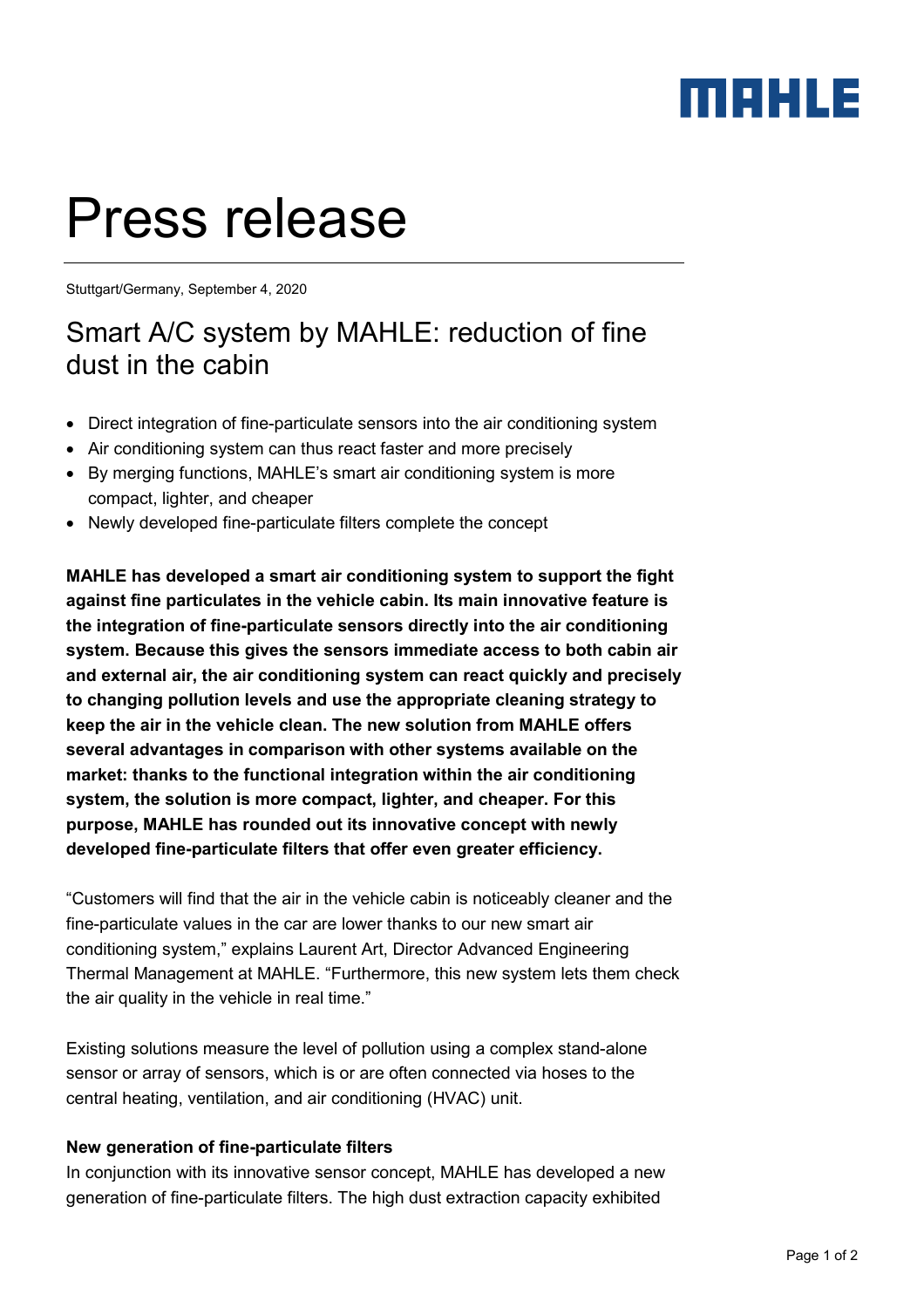MAHLE

# Press release

Stuttgart/Germany, September 4, 2020

## Smart A/C system by MAHLE: reduction of fine dust in the cabin

- Direct integration of fine-particulate sensors into the air conditioning system
- Air conditioning system can thus react faster and more precisely
- By merging functions, MAHLE's smart air conditioning system is more compact, lighter, and cheaper
- Newly developed fine-particulate filters complete the concept

**MAHLE has developed a smart air conditioning system to support the fight against fine particulates in the vehicle cabin. Its main innovative feature is the integration of fine-particulate sensors directly into the air conditioning system. Because this gives the sensors immediate access to both cabin air and external air, the air conditioning system can react quickly and precisely to changing pollution levels and use the appropriate cleaning strategy to keep the air in the vehicle clean. The new solution from MAHLE offers several advantages in comparison with other systems available on the market: thanks to the functional integration within the air conditioning system, the solution is more compact, lighter, and cheaper. For this purpose, MAHLE has rounded out its innovative concept with newly developed fine-particulate filters that offer even greater efficiency.**

"Customers will find that the air in the vehicle cabin is noticeably cleaner and the fine-particulate values in the car are lower thanks to our new smart air conditioning system," explains Laurent Art, Director Advanced Engineering Thermal Management at MAHLE. "Furthermore, this new system lets them check the air quality in the vehicle in real time."

Existing solutions measure the level of pollution using a complex stand-alone sensor or array of sensors, which is or are often connected via hoses to the central heating, ventilation, and air conditioning (HVAC) unit.

**New generation of fine-particulate filters**

In conjunction with its innovative sensor concept, MAHLE has developed a new generation of fine-particulate filters. The high dust extraction capacity exhibited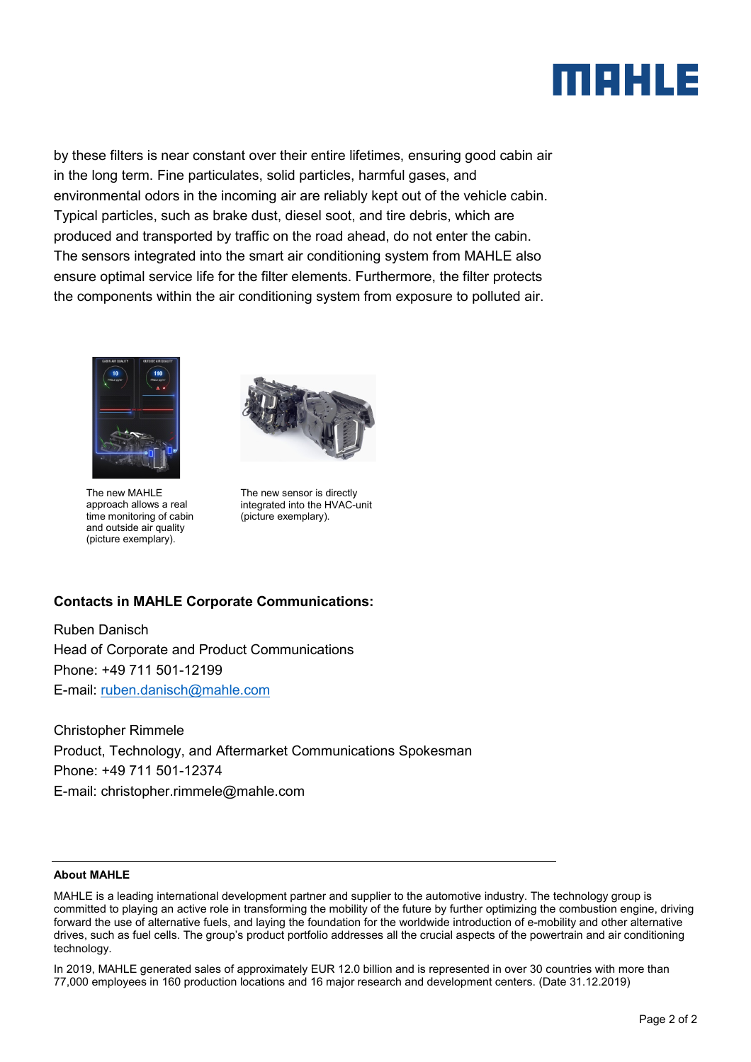by these filters is near constant over their entire lifetimes, ensuring good cabin air in the long term. Fine particulates, solid particles, harmful gases, and environmental odors in the incoming air are reliably kept out of the vehicle cabin. Typical particles, such as brake dust, diesel soot, and tire debris, which are produced and transported by traffic on the road ahead, do not enter the cabin. The sensors integrated into the smart air conditioning system from MAHLE also ensure optimal service life for the filter elements. Furthermore, the filter protects the components within the air conditioning system from exposure to polluted air.

The new MAHLE approach allows a real time monitoring of cabin and outside air quality (picture exemplary).

The new sensor is directly integrated into the HVAC-unit (picture exemplary).

**Contacts in MAHLE Corporate Communications:**

Ruben Danisch
Head of Corporate and Product Communications
Phone: +49 711 501-12199
E-mail: ruben.danisch@mahle.com

Christopher Rimmele
Product, Technology, and Aftermarket Communications Spokesman
Phone: +49 711 501-12374
E-mail: christopher.rimmele@mahle.com

---

**About MAHLE**

MAHLE is a leading international development partner and supplier to the automotive industry. The technology group is committed to playing an active role in transforming the mobility of the future by further optimizing the combustion engine, driving forward the use of alternative fuels, and laying the foundation for the worldwide introduction of e-mobility and other alternative drives, such as fuel cells. The group's product portfolio addresses all the crucial aspects of the powertrain and air conditioning technology.

In 2019, MAHLE generated sales of approximately EUR 12.0 billion and is represented in over 30 countries with more than 77,000 employees in 160 production locations and 16 major research and development centers. (Date 31.12.2019)